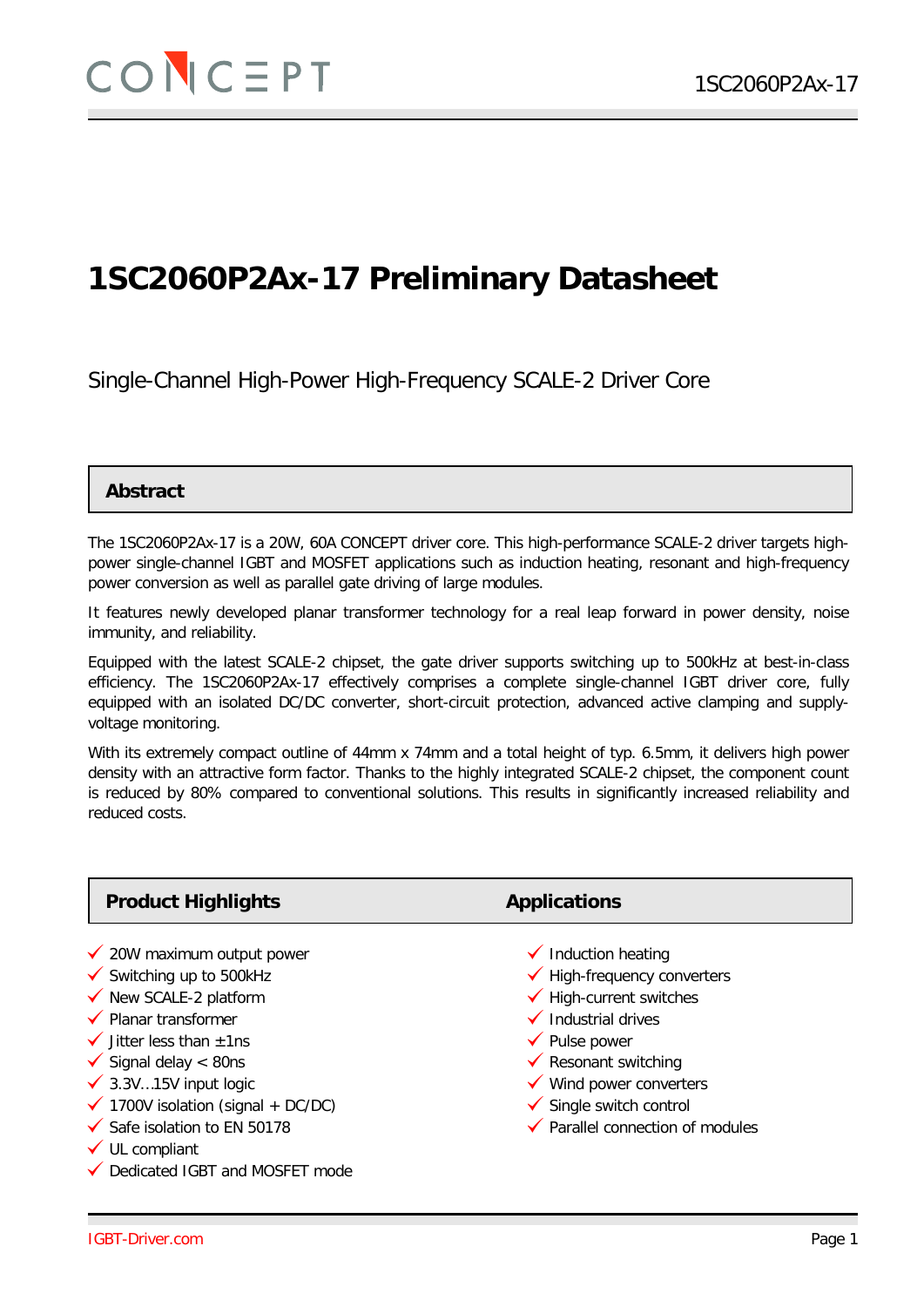# 1SC2060P2Ax-17 Preliminary Datasheet

Single-Channel High-Power High-Frequency SCALE-2 Driver Core

## Abstract

The 1SC2060P2Ax-17 is a 20W, 60A CONCEPT driver core. This high-performance SCALE-2 driver targets high-power single-channel IGBT and MOSFET applications such as induction heating, resonant and high-frequency power conversion as well as parallel gate driving of large modules.

It features newly developed planar transformer technology for a real leap forward in power density, noise immunity, and reliability.

Equipped with the latest SCALE-2 chipset, the gate driver supports switching up to 500kHz at best-in-class efficiency. The 1SC2060P2Ax-17 effectively comprises a complete single-channel IGBT driver core, fully equipped with an isolated DC/DC converter, short-circuit protection, advanced active clamping and supply-voltage monitoring.

With its extremely compact outline of 44mm x 74mm and a total height of typ. 6.5mm, it delivers high power density with an attractive form factor. Thanks to the highly integrated SCALE-2 chipset, the component count is reduced by 80% compared to conventional solutions. This results in significantly increased reliability and reduced costs.

## Product Highlights

- ✓ 20W maximum output power
- ✓ Switching up to 500kHz
- ✓ New SCALE-2 platform
- ✓ Planar transformer
- ✓ Jitter less than ±1ns
- ✓ Signal delay < 80ns
- ✓ 3.3V…15V input logic
- ✓ 1700V isolation (signal + DC/DC)
- ✓ Safe isolation to EN 50178
- ✓ UL compliant
- ✓ Dedicated IGBT and MOSFET mode

## Applications

- ✓ Induction heating
- ✓ High-frequency converters
- ✓ High-current switches
- ✓ Industrial drives
- ✓ Pulse power
- ✓ Resonant switching
- ✓ Wind power converters
- ✓ Single switch control
- ✓ Parallel connection of modules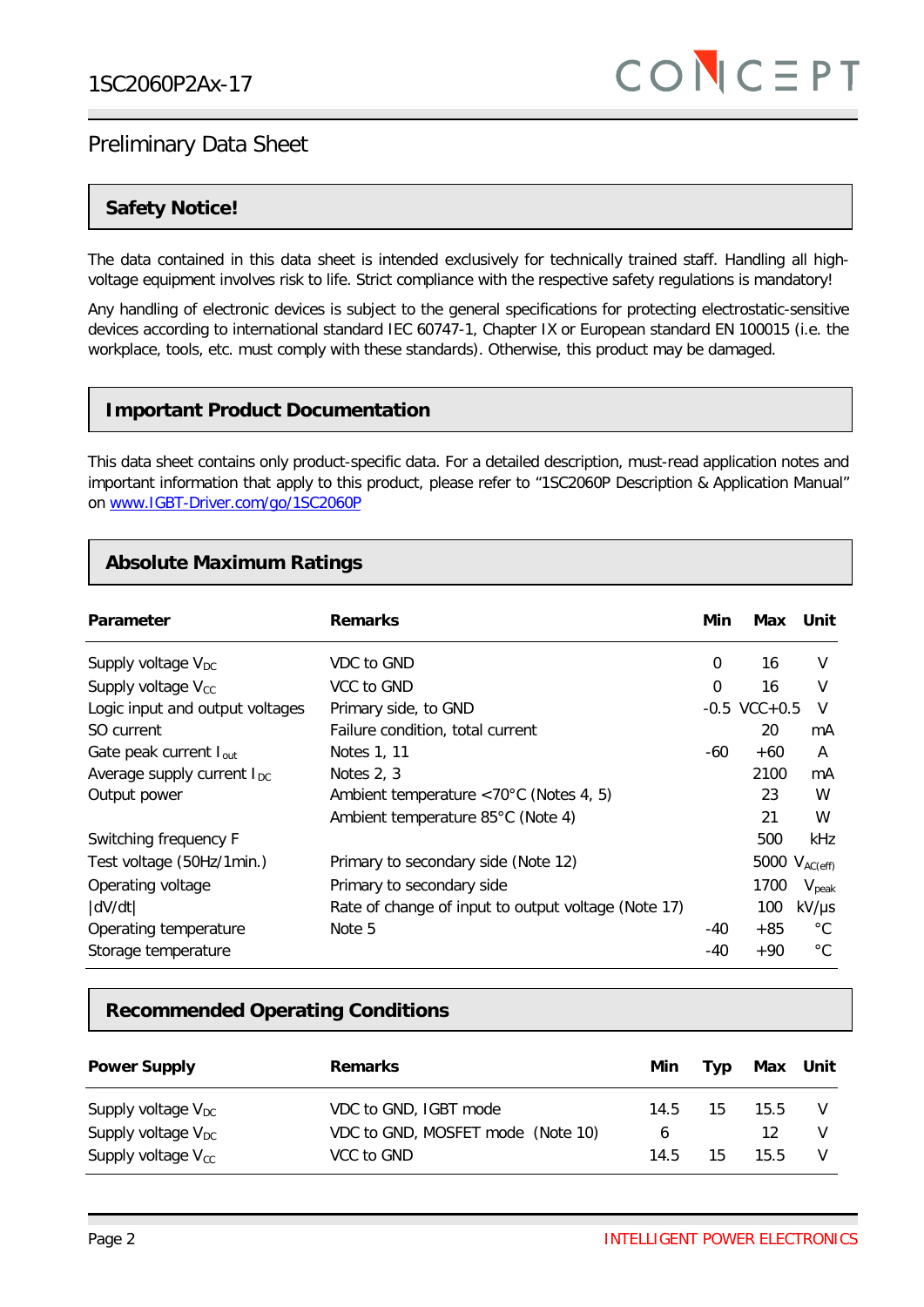## Safety Notice!

The data contained in this data sheet is intended exclusively for technically trained staff. Handling all high-voltage equipment involves risk to life. Strict compliance with the respective safety regulations is mandatory!

Any handling of electronic devices is subject to the general specifications for protecting electrostatic-sensitive devices according to international standard IEC 60747-1, Chapter IX or European standard EN 100015 (i.e. the workplace, tools, etc. must comply with these standards). Otherwise, this product may be damaged.

## Important Product Documentation

This data sheet contains only product-specific data. For a detailed description, must-read application notes and important information that apply to this product, please refer to “1SC2060P Description & Application Manual” on www.IGBT-Driver.com/go/1SC2060P

## Absolute Maximum Ratings

| Parameter | Remarks | Min | Max | Unit |
|---|---|---|---|---|
| Supply voltage $V_{DC}$ | VDC to GND | 0 | 16 | V |
| Supply voltage $V_{CC}$ | VCC to GND | 0 | 16 | V |
| Logic input and output voltages | Primary side, to GND | -0.5 | VCC+0.5 | V |
| SO current | Failure condition, total current | | 20 | mA |
| Gate peak current $I_{out}$ | Notes 1, 11 | -60 | +60 | A |
| Average supply current $I_{DC}$ | Notes 2, 3 | | 2100 | mA |
| Output power | Ambient temperature <70°C (Notes 4, 5) | | 23 | W |
| | Ambient temperature 85°C (Note 4) | | 21 | W |
| Switching frequency F | | | 500 | kHz |
| Test voltage (50Hz/1min.) | Primary to secondary side (Note 12) | | 5000 | $V_{AC(eff)}$ |
| Operating voltage | Primary to secondary side | | 1700 | $V_{peak}$ |
| \|dV/dt\| | Rate of change of input to output voltage (Note 17) | | 100 | kV/µs |
| Operating temperature | Note 5 | -40 | +85 | °C |
| Storage temperature | | -40 | +90 | °C |

## Recommended Operating Conditions

| Power Supply | Remarks | Min | Typ | Max | Unit |
|---|---|---|---|---|---|
| Supply voltage $V_{DC}$ | VDC to GND, IGBT mode | 14.5 | 15 | 15.5 | V |
| Supply voltage $V_{DC}$ | VDC to GND, MOSFET mode (Note 10) | 6 | | 12 | V |
| Supply voltage $V_{CC}$ | VCC to GND | 14.5 | 15 | 15.5 | V |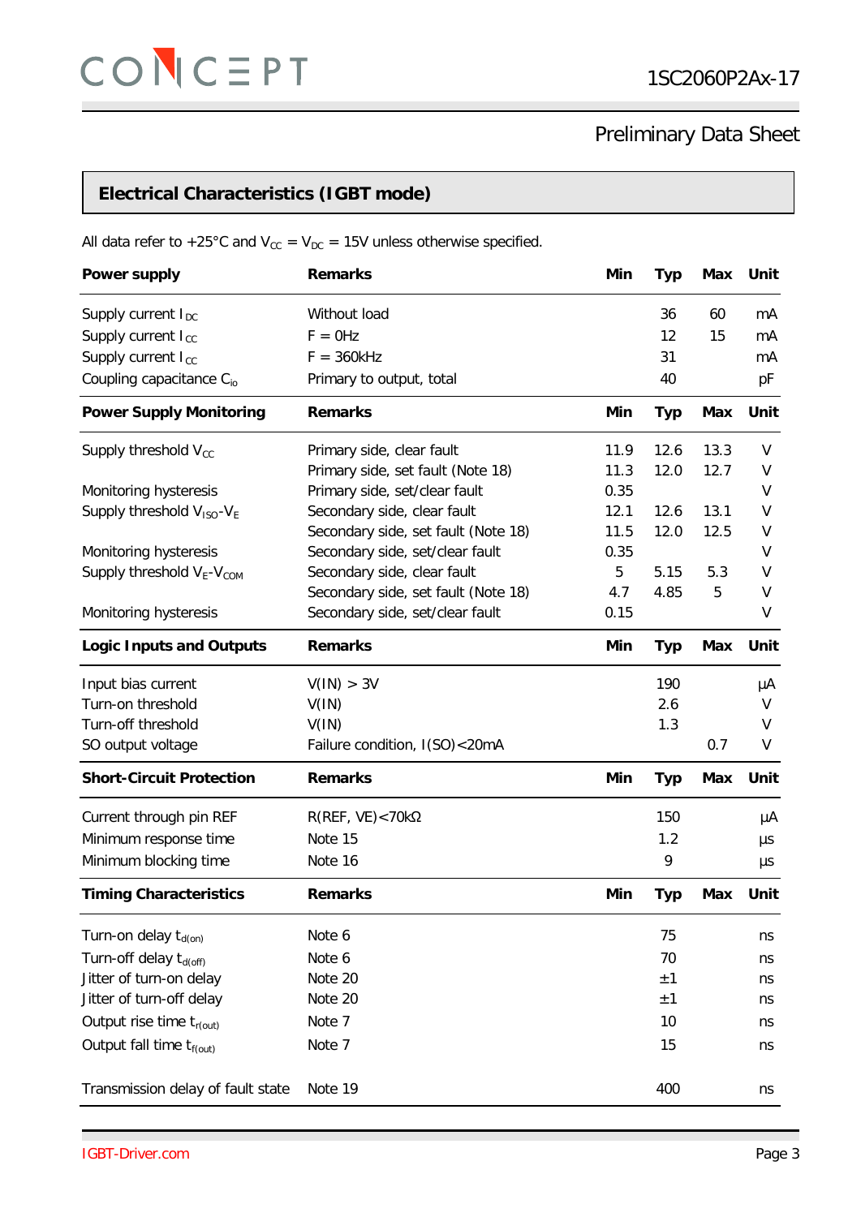## Electrical Characteristics (IGBT mode)

All data refer to +25°C and $V_{CC}$ = $V_{DC}$ = 15V unless otherwise specified.

| **Power supply** | **Remarks** | **Min** | **Typ** | **Max** | **Unit** |
|---|---|---|---|---|---|
| Supply current $I_{DC}$ | Without load | | 36 | 60 | mA |
| Supply current $I_{CC}$ | F = 0Hz | | 12 | 15 | mA |
| Supply current $I_{CC}$ | F = 360kHz | | 31 | | mA |
| Coupling capacitance $C_{io}$ | Primary to output, total | | 40 | | pF |
| **Power Supply Monitoring** | **Remarks** | **Min** | **Typ** | **Max** | **Unit** |
| Supply threshold $V_{CC}$ | Primary side, clear fault | 11.9 | 12.6 | 13.3 | V |
| | Primary side, set fault (Note 18) | 11.3 | 12.0 | 12.7 | V |
| Monitoring hysteresis | Primary side, set/clear fault | 0.35 | | | V |
| Supply threshold $V_{ISO}$-$V_{E}$ | Secondary side, clear fault | 12.1 | 12.6 | 13.1 | V |
| | Secondary side, set fault (Note 18) | 11.5 | 12.0 | 12.5 | V |
| Monitoring hysteresis | Secondary side, set/clear fault | 0.35 | | | V |
| Supply threshold $V_{E}$-$V_{COM}$ | Secondary side, clear fault | 5 | 5.15 | 5.3 | V |
| | Secondary side, set fault (Note 18) | 4.7 | 4.85 | 5 | V |
| Monitoring hysteresis | Secondary side, set/clear fault | 0.15 | | | V |
| **Logic Inputs and Outputs** | **Remarks** | **Min** | **Typ** | **Max** | **Unit** |
| Input bias current | V(IN) > 3V | | 190 | | µA |
| Turn-on threshold | V(IN) | | 2.6 | | V |
| Turn-off threshold | V(IN) | | 1.3 | | V |
| SO output voltage | Failure condition, I(SO)<20mA | | | 0.7 | V |
| **Short-Circuit Protection** | **Remarks** | **Min** | **Typ** | **Max** | **Unit** |
| Current through pin REF | R(REF, VE)<70kΩ | | 150 | | µA |
| Minimum response time | Note 15 | | 1.2 | | µs |
| Minimum blocking time | Note 16 | | 9 | | µs |
| **Timing Characteristics** | **Remarks** | **Min** | **Typ** | **Max** | **Unit** |
| Turn-on delay $t_{d(on)}$ | Note 6 | | 75 | | ns |
| Turn-off delay $t_{d(off)}$ | Note 6 | | 70 | | ns |
| Jitter of turn-on delay | Note 20 | | ±1 | | ns |
| Jitter of turn-off delay | Note 20 | | ±1 | | ns |
| Output rise time $t_{r(out)}$ | Note 7 | | 10 | | ns |
| Output fall time $t_{f(out)}$ | Note 7 | | 15 | | ns |
| Transmission delay of fault state | Note 19 | | 400 | | ns |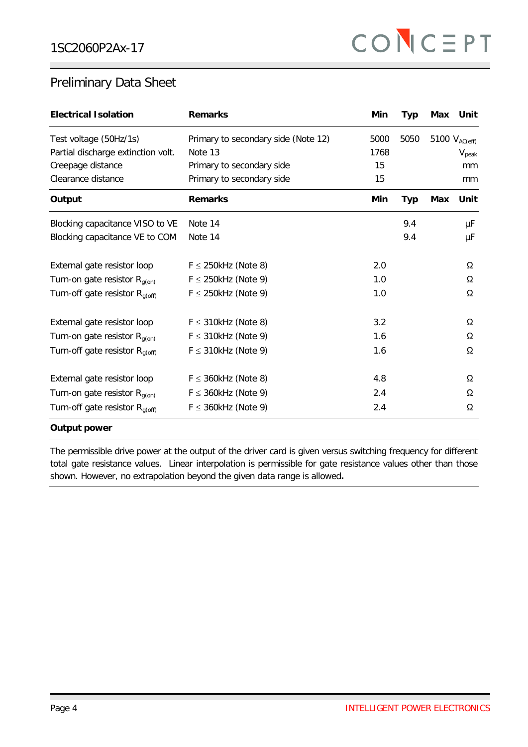## Preliminary Data Sheet

| Electrical Isolation | Remarks | Min | Typ | Max | Unit |
|---|---|---|---|---|---|
| Test voltage (50Hz/1s) | Primary to secondary side (Note 12) | 5000 | 5050 | 5100 | $V_{AC(eff)}$ |
| Partial discharge extinction volt. | Note 13 | 1768 | | | $V_{peak}$ |
| Creepage distance | Primary to secondary side | 15 | | | mm |
| Clearance distance | Primary to secondary side | 15 | | | mm |

| Output | Remarks | Min | Typ | Max | Unit |
|---|---|---|---|---|---|
| Blocking capacitance VISO to VE | Note 14 | | 9.4 | | µF |
| Blocking capacitance VE to COM | Note 14 | | 9.4 | | µF |
| External gate resistor loop | F ≤ 250kHz (Note 8) | 2.0 | | | Ω |
| Turn-on gate resistor $R_{g(on)}$ | F ≤ 250kHz (Note 9) | 1.0 | | | Ω |
| Turn-off gate resistor $R_{g(off)}$ | F ≤ 250kHz (Note 9) | 1.0 | | | Ω |
| External gate resistor loop | F ≤ 310kHz (Note 8) | 3.2 | | | Ω |
| Turn-on gate resistor $R_{g(on)}$ | F ≤ 310kHz (Note 9) | 1.6 | | | Ω |
| Turn-off gate resistor $R_{g(off)}$ | F ≤ 310kHz (Note 9) | 1.6 | | | Ω |
| External gate resistor loop | F ≤ 360kHz (Note 8) | 4.8 | | | Ω |
| Turn-on gate resistor $R_{g(on)}$ | F ≤ 360kHz (Note 9) | 2.4 | | | Ω |
| Turn-off gate resistor $R_{g(off)}$ | F ≤ 360kHz (Note 9) | 2.4 | | | Ω |

**Output power**

The permissible drive power at the output of the driver card is given versus switching frequency for different total gate resistance values. Linear interpolation is permissible for gate resistance values other than those shown. However, no extrapolation beyond the given data range is allowed**.**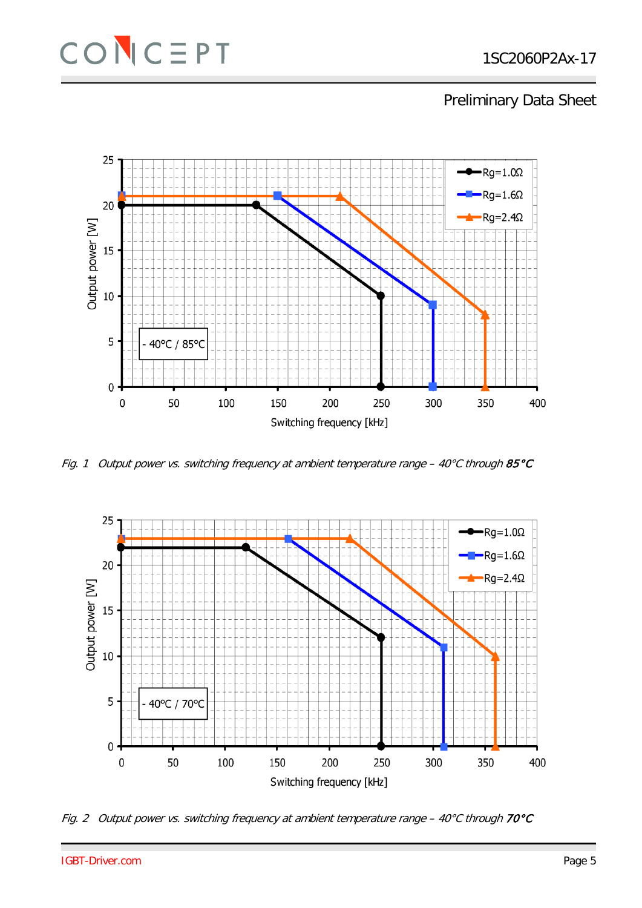Fig. 1 Output power vs. switching frequency at ambient temperature range – 40°C through **85°C**

Fig. 2 Output power vs. switching frequency at ambient temperature range – 40°C through **70°C**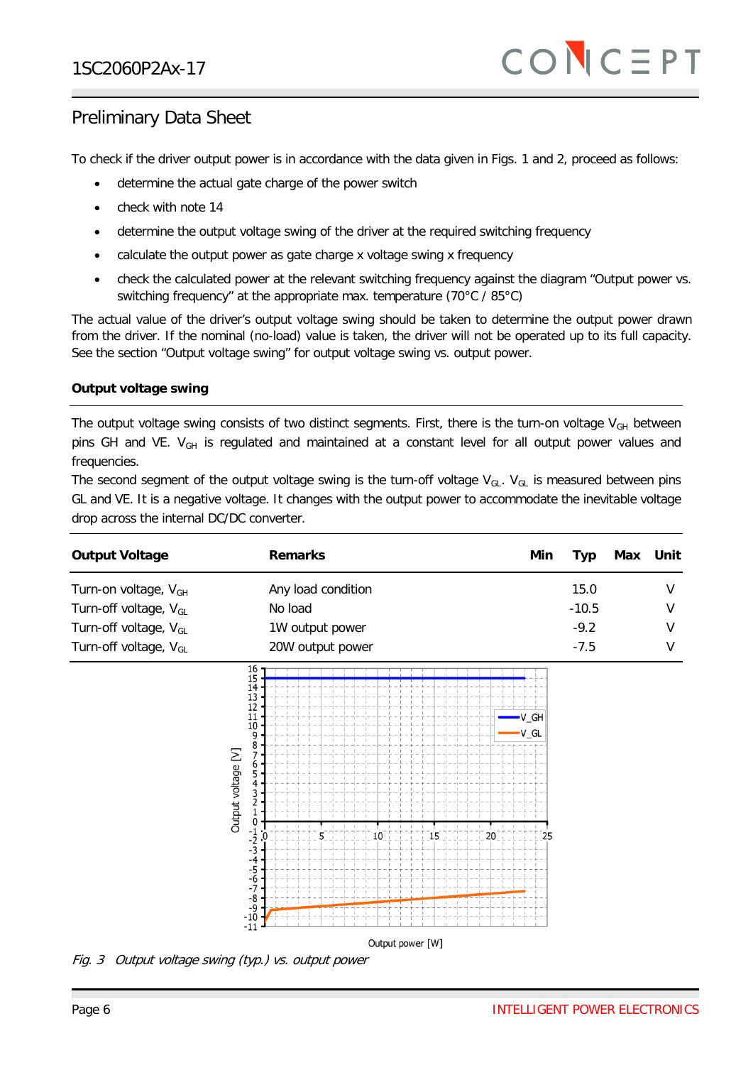## Preliminary Data Sheet

To check if the driver output power is in accordance with the data given in Figs. 1 and 2, proceed as follows:

- determine the actual gate charge of the power switch
- check with note 14
- determine the output voltage swing of the driver at the required switching frequency
- calculate the output power as gate charge x voltage swing x frequency
- check the calculated power at the relevant switching frequency against the diagram "Output power vs. switching frequency" at the appropriate max. temperature (70°C / 85°C)

The actual value of the driver's output voltage swing should be taken to determine the output power drawn from the driver. If the nominal (no-load) value is taken, the driver will not be operated up to its full capacity. See the section "Output voltage swing" for output voltage swing vs. output power.

### Output voltage swing

The output voltage swing consists of two distinct segments. First, there is the turn-on voltage $V_{GH}$ between pins GH and VE. $V_{GH}$ is regulated and maintained at a constant level for all output power values and frequencies.

The second segment of the output voltage swing is the turn-off voltage $V_{GL}$. $V_{GL}$ is measured between pins GL and VE. It is a negative voltage. It changes with the output power to accommodate the inevitable voltage drop across the internal DC/DC converter.

| Output Voltage | Remarks | Min | Typ | Max | Unit |
|---|---|---|---|---|---|
| Turn-on voltage, $V_{GH}$ | Any load condition | | 15.0 | | V |
| Turn-off voltage, $V_{GL}$ | No load | | -10.5 | | V |
| Turn-off voltage, $V_{GL}$ | 1W output power | | -9.2 | | V |
| Turn-off voltage, $V_{GL}$ | 20W output power | | -7.5 | | V |

*Fig. 3 Output voltage swing (typ.) vs. output power*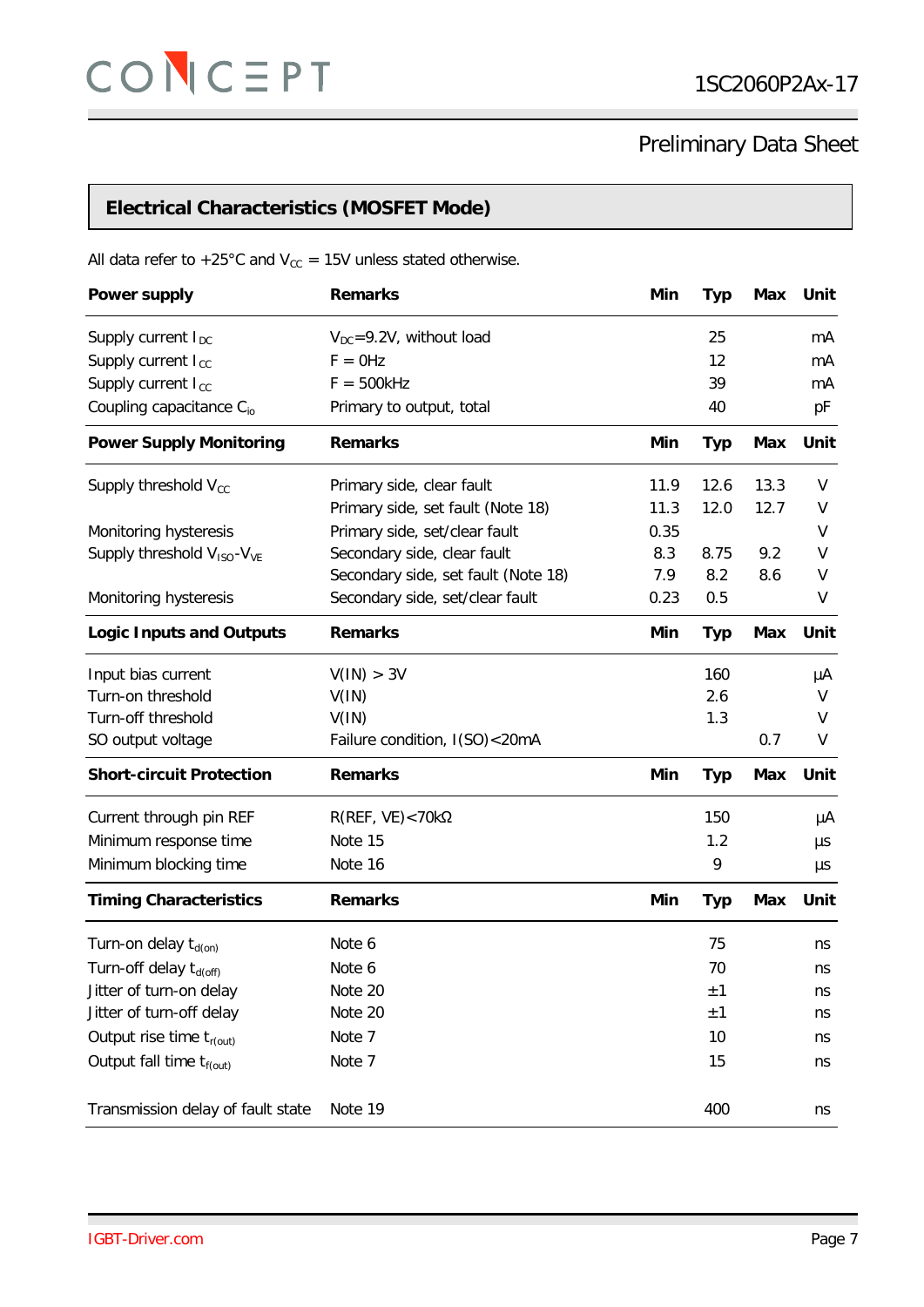## Electrical Characteristics (MOSFET Mode)

All data refer to +25°C and $V_{CC}$ = 15V unless stated otherwise.

| **Power supply** | **Remarks** | **Min** | **Typ** | **Max** | **Unit** |
|---|---|---|---|---|---|
| Supply current $I_{DC}$ | $V_{DC}$=9.2V, without load | | 25 | | mA |
| Supply current $I_{CC}$ | F = 0Hz | | 12 | | mA |
| Supply current $I_{CC}$ | F = 500kHz | | 39 | | mA |
| Coupling capacitance $C_{io}$ | Primary to output, total | | 40 | | pF |
| **Power Supply Monitoring** | **Remarks** | **Min** | **Typ** | **Max** | **Unit** |
| Supply threshold $V_{CC}$ | Primary side, clear fault | 11.9 | 12.6 | 13.3 | V |
| | Primary side, set fault (Note 18) | 11.3 | 12.0 | 12.7 | V |
| Monitoring hysteresis | Primary side, set/clear fault | 0.35 | | | V |
| Supply threshold $V_{ISO}$-$V_{VE}$ | Secondary side, clear fault | 8.3 | 8.75 | 9.2 | V |
| | Secondary side, set fault (Note 18) | 7.9 | 8.2 | 8.6 | V |
| Monitoring hysteresis | Secondary side, set/clear fault | 0.23 | 0.5 | | V |
| **Logic Inputs and Outputs** | **Remarks** | **Min** | **Typ** | **Max** | **Unit** |
| Input bias current | V(IN) > 3V | | 160 | | µA |
| Turn-on threshold | V(IN) | | 2.6 | | V |
| Turn-off threshold | V(IN) | | 1.3 | | V |
| SO output voltage | Failure condition, I(SO)<20mA | | | 0.7 | V |
| **Short-circuit Protection** | **Remarks** | **Min** | **Typ** | **Max** | **Unit** |
| Current through pin REF | R(REF, VE)<70kΩ | | 150 | | µA |
| Minimum response time | Note 15 | | 1.2 | | µs |
| Minimum blocking time | Note 16 | | 9 | | µs |
| **Timing Characteristics** | **Remarks** | **Min** | **Typ** | **Max** | **Unit** |
| Turn-on delay $t_{d(on)}$ | Note 6 | | 75 | | ns |
| Turn-off delay $t_{d(off)}$ | Note 6 | | 70 | | ns |
| Jitter of turn-on delay | Note 20 | | ±1 | | ns |
| Jitter of turn-off delay | Note 20 | | ±1 | | ns |
| Output rise time $t_{r(out)}$ | Note 7 | | 10 | | ns |
| Output fall time $t_{f(out)}$ | Note 7 | | 15 | | ns |
| Transmission delay of fault state | Note 19 | | 400 | | ns |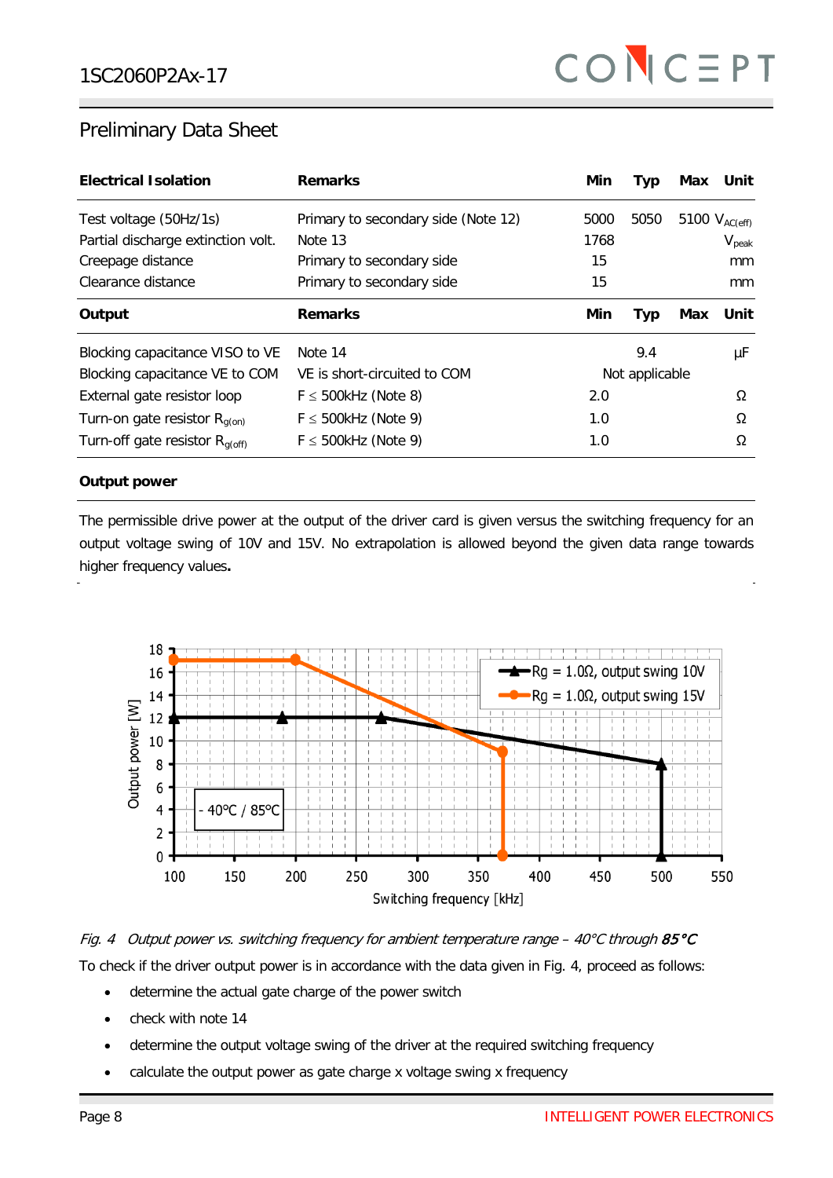Preliminary Data Sheet

| **Electrical Isolation** | **Remarks** | **Min** | **Typ** | **Max** | **Unit** |
|---|---|---|---|---|---|
| Test voltage (50Hz/1s) | Primary to secondary side (Note 12) | 5000 | 5050 | 5100 | $V_{AC(eff)}$ |
| Partial discharge extinction volt. | Note 13 | 1768 | | | $V_{peak}$ |
| Creepage distance | Primary to secondary side | 15 | | | mm |
| Clearance distance | Primary to secondary side | 15 | | | mm |

| **Output** | **Remarks** | **Min** | **Typ** | **Max** | **Unit** |
|---|---|---|---|---|---|
| Blocking capacitance VISO to VE | Note 14 | | 9.4 | | µF |
| Blocking capacitance VE to COM | VE is short-circuited to COM | | Not applicable | | |
| External gate resistor loop | F ≤ 500kHz (Note 8) | 2.0 | | | Ω |
| Turn-on gate resistor $R_{g(on)}$ | F ≤ 500kHz (Note 9) | 1.0 | | | Ω |
| Turn-off gate resistor $R_{g(off)}$ | F ≤ 500kHz (Note 9) | 1.0 | | | Ω |

**Output power**

The permissible drive power at the output of the driver card is given versus the switching frequency for an output voltage swing of 10V and 15V. No extrapolation is allowed beyond the given data range towards higher frequency values**.**

*Fig. 4 Output power vs. switching frequency for ambient temperature range – 40°C through* ***85°C***

To check if the driver output power is in accordance with the data given in Fig. 4, proceed as follows:

- determine the actual gate charge of the power switch
- check with note 14
- determine the output voltage swing of the driver at the required switching frequency
- calculate the output power as gate charge x voltage swing x frequency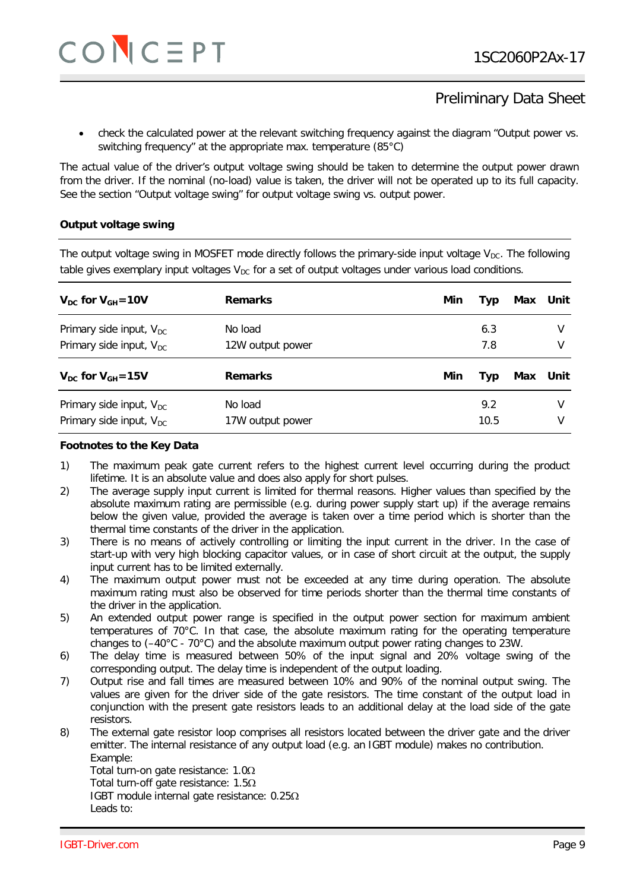- check the calculated power at the relevant switching frequency against the diagram "Output power vs. switching frequency" at the appropriate max. temperature (85°C)

The actual value of the driver's output voltage swing should be taken to determine the output power drawn from the driver. If the nominal (no-load) value is taken, the driver will not be operated up to its full capacity. See the section "Output voltage swing" for output voltage swing vs. output power.

### Output voltage swing

The output voltage swing in MOSFET mode directly follows the primary-side input voltage $V_{DC}$. The following table gives exemplary input voltages $V_{DC}$ for a set of output voltages under various load conditions.

| **$V_{DC}$ for $V_{GH}$=10V** | **Remarks** | **Min** | **Typ** | **Max** | **Unit** |
|---|---|---|---|---|---|
| Primary side input, $V_{DC}$ | No load | | 6.3 | | V |
| Primary side input, $V_{DC}$ | 12W output power | | 7.8 | | V |
| **$V_{DC}$ for $V_{GH}$=15V** | **Remarks** | **Min** | **Typ** | **Max** | **Unit** |
| Primary side input, $V_{DC}$ | No load | | 9.2 | | V |
| Primary side input, $V_{DC}$ | 17W output power | | 10.5 | | V |

### Footnotes to the Key Data

1) The maximum peak gate current refers to the highest current level occurring during the product lifetime. It is an absolute value and does also apply for short pulses.
2) The average supply input current is limited for thermal reasons. Higher values than specified by the absolute maximum rating are permissible (e.g. during power supply start up) if the average remains below the given value, provided the average is taken over a time period which is shorter than the thermal time constants of the driver in the application.
3) There is no means of actively controlling or limiting the input current in the driver. In the case of start-up with very high blocking capacitor values, or in case of short circuit at the output, the supply input current has to be limited externally.
4) The maximum output power must not be exceeded at any time during operation. The absolute maximum rating must also be observed for time periods shorter than the thermal time constants of the driver in the application.
5) An extended output power range is specified in the output power section for maximum ambient temperatures of 70°C. In that case, the absolute maximum rating for the operating temperature changes to (–40°C - 70°C) and the absolute maximum output power rating changes to 23W.
6) The delay time is measured between 50% of the input signal and 20% voltage swing of the corresponding output. The delay time is independent of the output loading.
7) Output rise and fall times are measured between 10% and 90% of the nominal output swing. The values are given for the driver side of the gate resistors. The time constant of the output load in conjunction with the present gate resistors leads to an additional delay at the load side of the gate resistors.
8) The external gate resistor loop comprises all resistors located between the driver gate and the driver emitter. The internal resistance of any output load (e.g. an IGBT module) makes no contribution.
   Example:
   Total turn-on gate resistance: 1.0Ω
   Total turn-off gate resistance: 1.5Ω
   IGBT module internal gate resistance: 0.25Ω
   Leads to: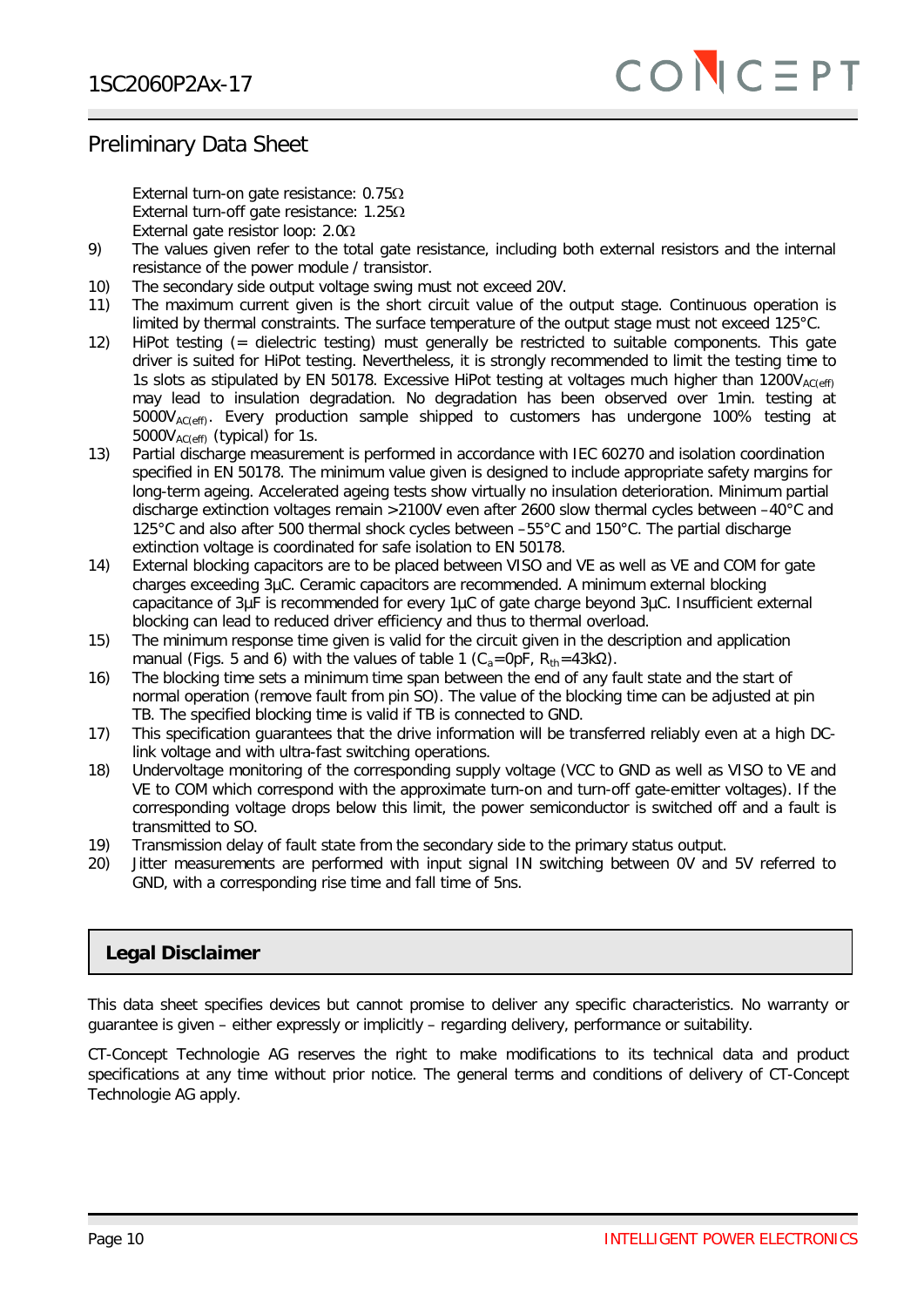External turn-on gate resistance: 0.75Ω
External turn-off gate resistance: 1.25Ω
External gate resistor loop: 2.0Ω

9) The values given refer to the total gate resistance, including both external resistors and the internal resistance of the power module / transistor.
10) The secondary side output voltage swing must not exceed 20V.
11) The maximum current given is the short circuit value of the output stage. Continuous operation is limited by thermal constraints. The surface temperature of the output stage must not exceed 125°C.
12) HiPot testing (= dielectric testing) must generally be restricted to suitable components. This gate driver is suited for HiPot testing. Nevertheless, it is strongly recommended to limit the testing time to 1s slots as stipulated by EN 50178. Excessive HiPot testing at voltages much higher than $1200V_{AC(eff)}$ may lead to insulation degradation. No degradation has been observed over 1min. testing at $5000V_{AC(eff)}$. Every production sample shipped to customers has undergone 100% testing at $5000V_{AC(eff)}$ (typical) for 1s.
13) Partial discharge measurement is performed in accordance with IEC 60270 and isolation coordination specified in EN 50178. The minimum value given is designed to include appropriate safety margins for long-term ageing. Accelerated ageing tests show virtually no insulation deterioration. Minimum partial discharge extinction voltages remain >2100V even after 2600 slow thermal cycles between –40°C and 125°C and also after 500 thermal shock cycles between –55°C and 150°C. The partial discharge extinction voltage is coordinated for safe isolation to EN 50178.
14) External blocking capacitors are to be placed between VISO and VE as well as VE and COM for gate charges exceeding 3µC. Ceramic capacitors are recommended. A minimum external blocking capacitance of 3µF is recommended for every 1µC of gate charge beyond 3µC. Insufficient external blocking can lead to reduced driver efficiency and thus to thermal overload.
15) The minimum response time given is valid for the circuit given in the description and application manual (Figs. 5 and 6) with the values of table 1 ($C_a$=0pF, $R_{th}$=43kΩ).
16) The blocking time sets a minimum time span between the end of any fault state and the start of normal operation (remove fault from pin SO). The value of the blocking time can be adjusted at pin TB. The specified blocking time is valid if TB is connected to GND.
17) This specification guarantees that the drive information will be transferred reliably even at a high DC-link voltage and with ultra-fast switching operations.
18) Undervoltage monitoring of the corresponding supply voltage (VCC to GND as well as VISO to VE and VE to COM which correspond with the approximate turn-on and turn-off gate-emitter voltages). If the corresponding voltage drops below this limit, the power semiconductor is switched off and a fault is transmitted to SO.
19) Transmission delay of fault state from the secondary side to the primary status output.
20) Jitter measurements are performed with input signal IN switching between 0V and 5V referred to GND, with a corresponding rise time and fall time of 5ns.

## Legal Disclaimer

This data sheet specifies devices but cannot promise to deliver any specific characteristics. No warranty or guarantee is given – either expressly or implicitly – regarding delivery, performance or suitability.

CT-Concept Technologie AG reserves the right to make modifications to its technical data and product specifications at any time without prior notice. The general terms and conditions of delivery of CT-Concept Technologie AG apply.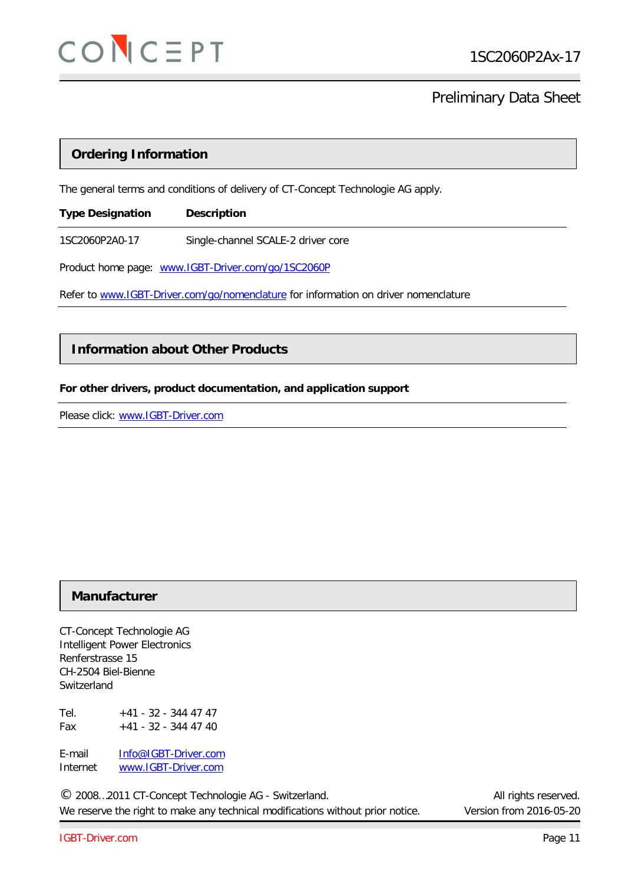## Ordering Information

The general terms and conditions of delivery of CT-Concept Technologie AG apply.

| Type Designation | Description |
|---|---|
| 1SC2060P2A0-17 | Single-channel SCALE-2 driver core |

Product home page: www.IGBT-Driver.com/go/1SC2060P

Refer to www.IGBT-Driver.com/go/nomenclature for information on driver nomenclature

## Information about Other Products

**For other drivers, product documentation, and application support**

Please click: www.IGBT-Driver.com

## Manufacturer

CT-Concept Technologie AG
Intelligent Power Electronics
Renferstrasse 15
CH-2504 Biel-Bienne
Switzerland

Tel. +41 - 32 - 344 47 47
Fax +41 - 32 - 344 47 40

E-mail Info@IGBT-Driver.com
Internet www.IGBT-Driver.com

© 2008…2011 CT-Concept Technologie AG - Switzerland. All rights reserved.
We reserve the right to make any technical modifications without prior notice. Version from 2016-05-20